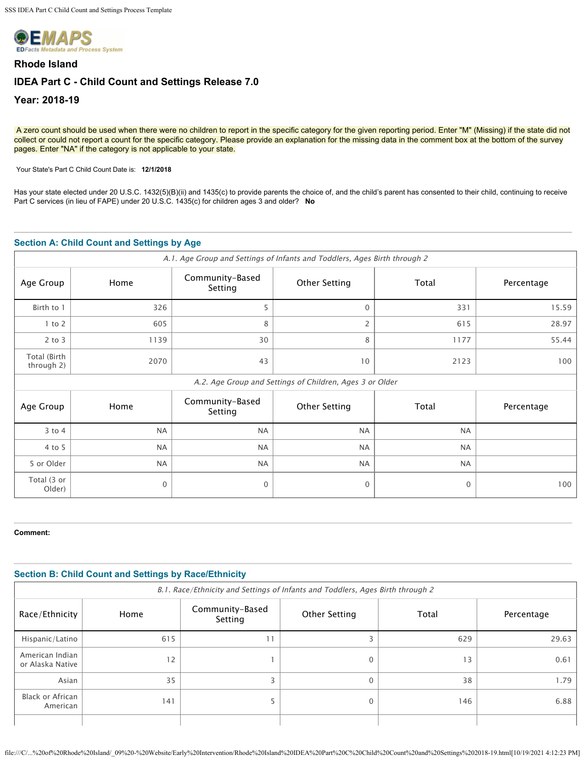**EMAPS**
*EDFacts Metadata and Process System*

## Rhode Island

## IDEA Part C - Child Count and Settings Release 7.0

## Year: 2018-19

A zero count should be used when there were no children to report in the specific category for the given reporting period. Enter "M" (Missing) if the state did not collect or could not report a count for the specific category. Please provide an explanation for the missing data in the comment box at the bottom of the survey pages. Enter "NA" if the category is not applicable to your state.

Your State's Part C Child Count Date is: **12/1/2018**

Has your state elected under 20 U.S.C. 1432(5)(B)(ii) and 1435(c) to provide parents the choice of, and the child's parent has consented to their child, continuing to receive Part C services (in lieu of FAPE) under 20 U.S.C. 1435(c) for children ages 3 and older? **No**

### Section A: Child Count and Settings by Age

*A.1. Age Group and Settings of Infants and Toddlers, Ages Birth through 2*

| Age Group | Home | Community-Based Setting | Other Setting | Total | Percentage |
|---|---|---|---|---|---|
| Birth to 1 | 326 | 5 | 0 | 331 | 15.59 |
| 1 to 2 | 605 | 8 | 2 | 615 | 28.97 |
| 2 to 3 | 1139 | 30 | 8 | 1177 | 55.44 |
| Total (Birth through 2) | 2070 | 43 | 10 | 2123 | 100 |

*A.2. Age Group and Settings of Children, Ages 3 or Older*

| Age Group | Home | Community-Based Setting | Other Setting | Total | Percentage |
|---|---|---|---|---|---|
| 3 to 4 | NA | NA | NA | NA | |
| 4 to 5 | NA | NA | NA | NA | |
| 5 or Older | NA | NA | NA | NA | |
| Total (3 or Older) | 0 | 0 | 0 | 0 | 100 |

**Comment:**

### Section B: Child Count and Settings by Race/Ethnicity

*B.1. Race/Ethnicity and Settings of Infants and Toddlers, Ages Birth through 2*

| Race/Ethnicity | Home | Community-Based Setting | Other Setting | Total | Percentage |
|---|---|---|---|---|---|
| Hispanic/Latino | 615 | 11 | 3 | 629 | 29.63 |
| American Indian or Alaska Native | 12 | 1 | 0 | 13 | 0.61 |
| Asian | 35 | 3 | 0 | 38 | 1.79 |
| Black or African American | 141 | 5 | 0 | 146 | 6.88 |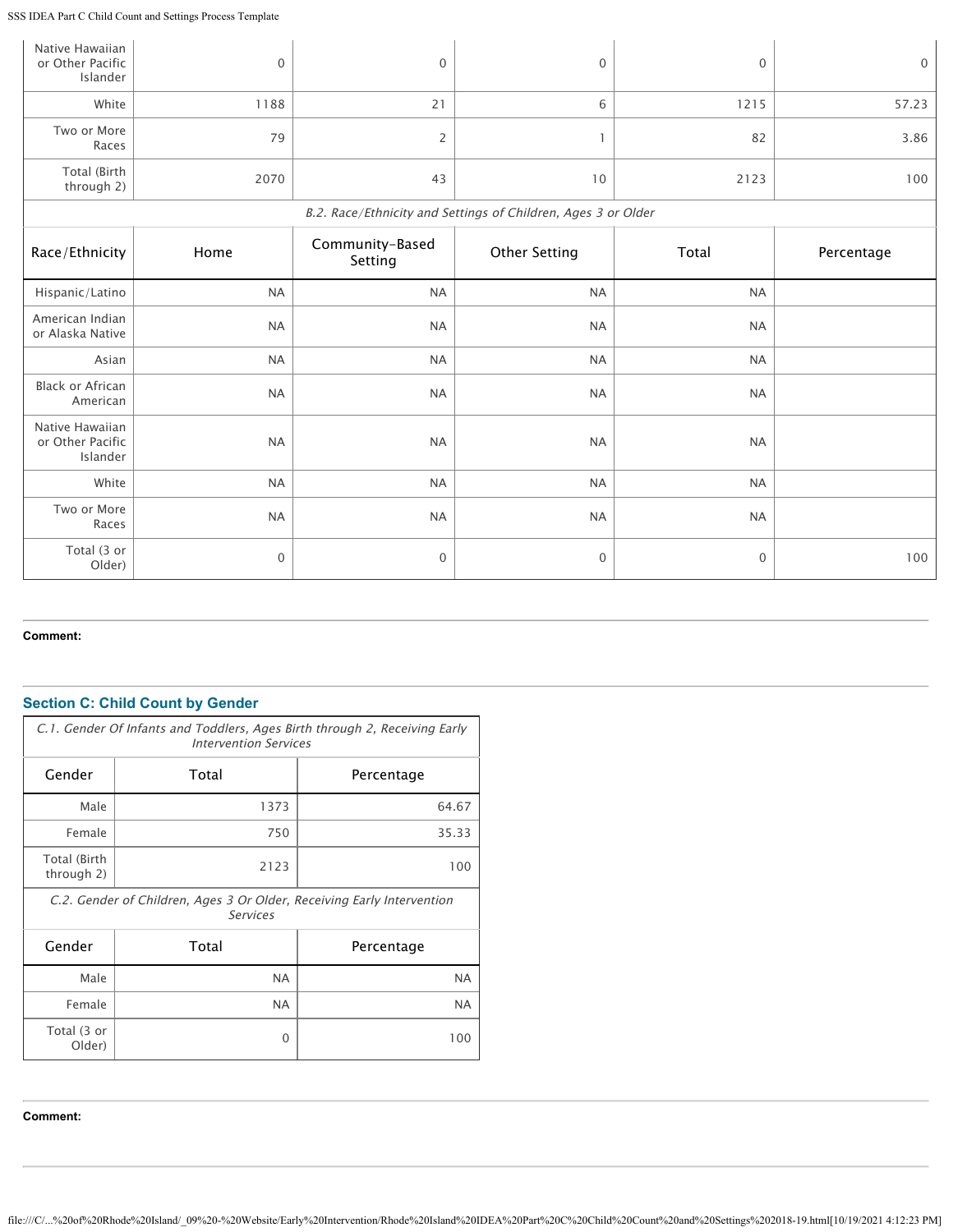| Race/Ethnicity | Home | Community-Based Setting | Other Setting | Total | Percentage |
|---|---|---|---|---|---|
| Native Hawaiian or Other Pacific Islander | 0 | 0 | 0 | 0 | 0 |
| White | 1188 | 21 | 6 | 1215 | 57.23 |
| Two or More Races | 79 | 2 | 1 | 82 | 3.86 |
| Total (Birth through 2) | 2070 | 43 | 10 | 2123 | 100 |

*B.2. Race/Ethnicity and Settings of Children, Ages 3 or Older*

| Race/Ethnicity | Home | Community-Based Setting | Other Setting | Total | Percentage |
|---|---|---|---|---|---|
| Hispanic/Latino | NA | NA | NA | NA | |
| American Indian or Alaska Native | NA | NA | NA | NA | |
| Asian | NA | NA | NA | NA | |
| Black or African American | NA | NA | NA | NA | |
| Native Hawaiian or Other Pacific Islander | NA | NA | NA | NA | |
| White | NA | NA | NA | NA | |
| Two or More Races | NA | NA | NA | NA | |
| Total (3 or Older) | 0 | 0 | 0 | 0 | 100 |

**Comment:**

## Section C: Child Count by Gender

*C.1. Gender Of Infants and Toddlers, Ages Birth through 2, Receiving Early Intervention Services*

| Gender | Total | Percentage |
|---|---|---|
| Male | 1373 | 64.67 |
| Female | 750 | 35.33 |
| Total (Birth through 2) | 2123 | 100 |

*C.2. Gender of Children, Ages 3 Or Older, Receiving Early Intervention Services*

| Gender | Total | Percentage |
|---|---|---|
| Male | NA | NA |
| Female | NA | NA |
| Total (3 or Older) | 0 | 100 |

**Comment:**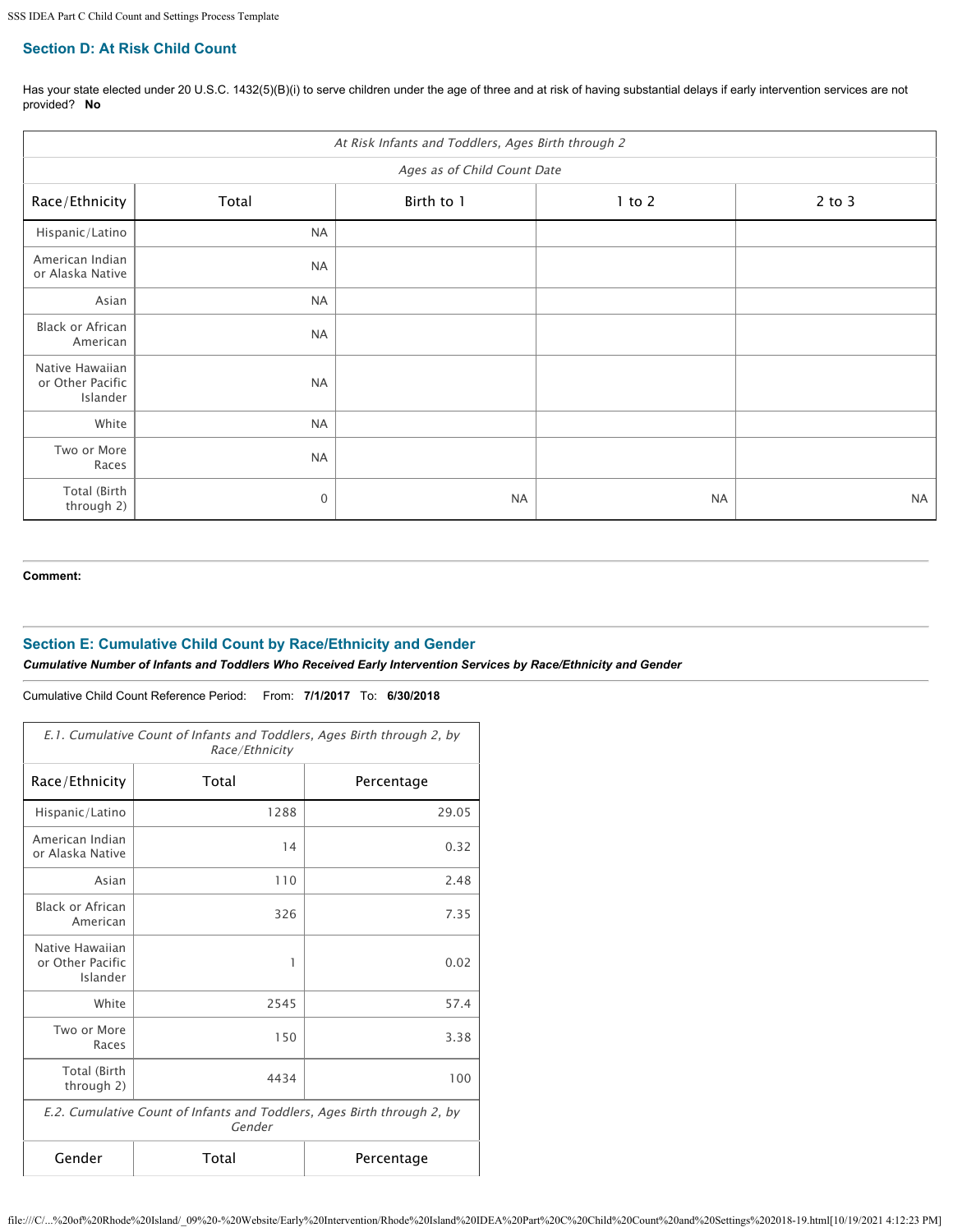## Section D: At Risk Child Count

Has your state elected under 20 U.S.C. 1432(5)(B)(i) to serve children under the age of three and at risk of having substantial delays if early intervention services are not provided? **No**

| *At Risk Infants and Toddlers, Ages Birth through 2* | | | | |
|---|---|---|---|---|
| | | *Ages as of Child Count Date* | | |
| Race/Ethnicity | Total | Birth to 1 | 1 to 2 | 2 to 3 |
| Hispanic/Latino | NA | | | |
| American Indian or Alaska Native | NA | | | |
| Asian | NA | | | |
| Black or African American | NA | | | |
| Native Hawaiian or Other Pacific Islander | NA | | | |
| White | NA | | | |
| Two or More Races | NA | | | |
| Total (Birth through 2) | 0 | NA | NA | NA |

**Comment:**

## Section E: Cumulative Child Count by Race/Ethnicity and Gender

***Cumulative Number of Infants and Toddlers Who Received Early Intervention Services by Race/Ethnicity and Gender***

Cumulative Child Count Reference Period: From: **7/1/2017** To: **6/30/2018**

| *E.1. Cumulative Count of Infants and Toddlers, Ages Birth through 2, by Race/Ethnicity* | | |
|---|---|---|
| Race/Ethnicity | Total | Percentage |
| Hispanic/Latino | 1288 | 29.05 |
| American Indian or Alaska Native | 14 | 0.32 |
| Asian | 110 | 2.48 |
| Black or African American | 326 | 7.35 |
| Native Hawaiian or Other Pacific Islander | 1 | 0.02 |
| White | 2545 | 57.4 |
| Two or More Races | 150 | 3.38 |
| Total (Birth through 2) | 4434 | 100 |

| *E.2. Cumulative Count of Infants and Toddlers, Ages Birth through 2, by Gender* | | |
|---|---|---|
| Gender | Total | Percentage |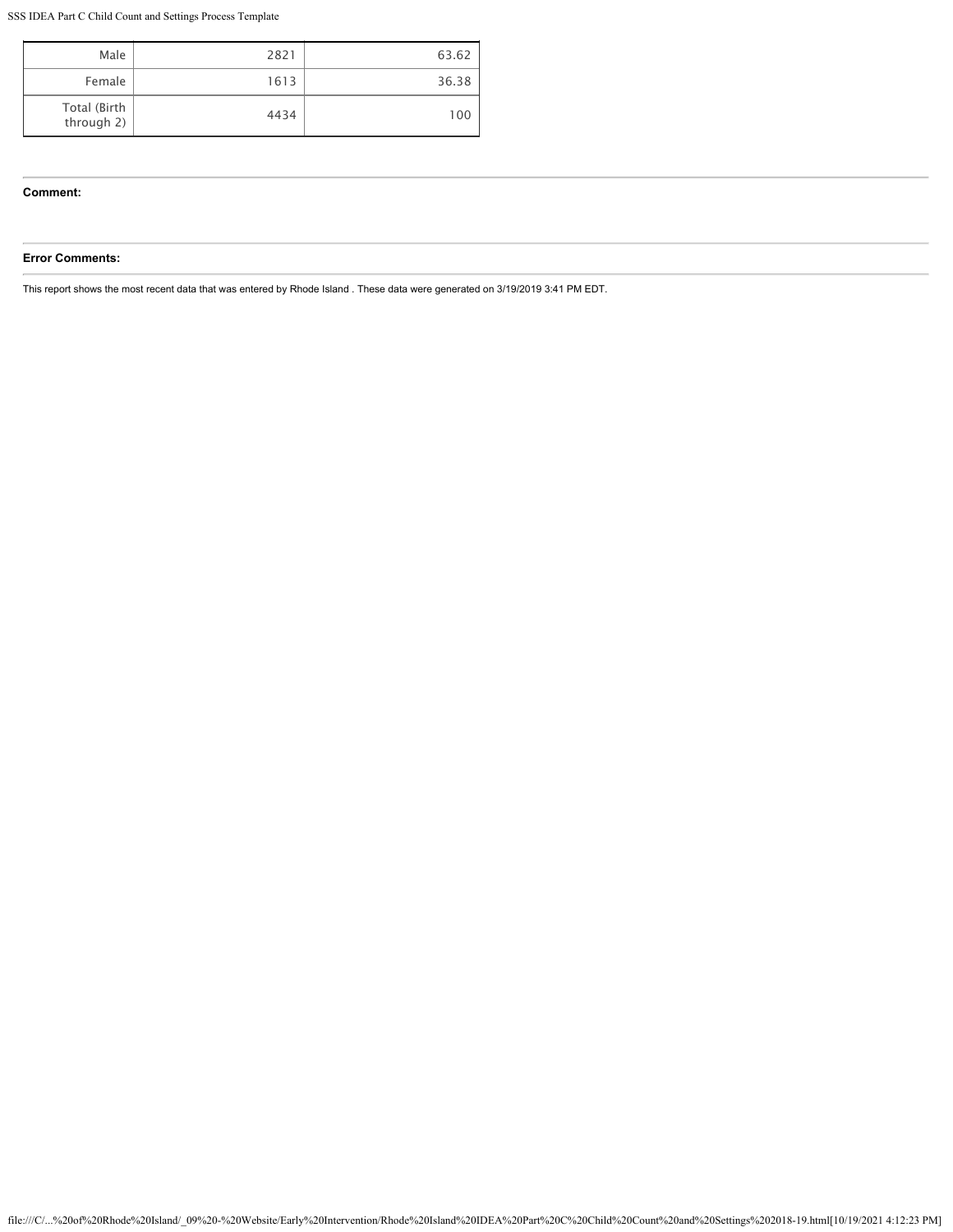| | | |
|---|---|---|
| Male | 2821 | 63.62 |
| Female | 1613 | 36.38 |
| Total (Birth through 2) | 4434 | 100 |

**Comment:**

**Error Comments:**

This report shows the most recent data that was entered by Rhode Island . These data were generated on 3/19/2019 3:41 PM EDT.